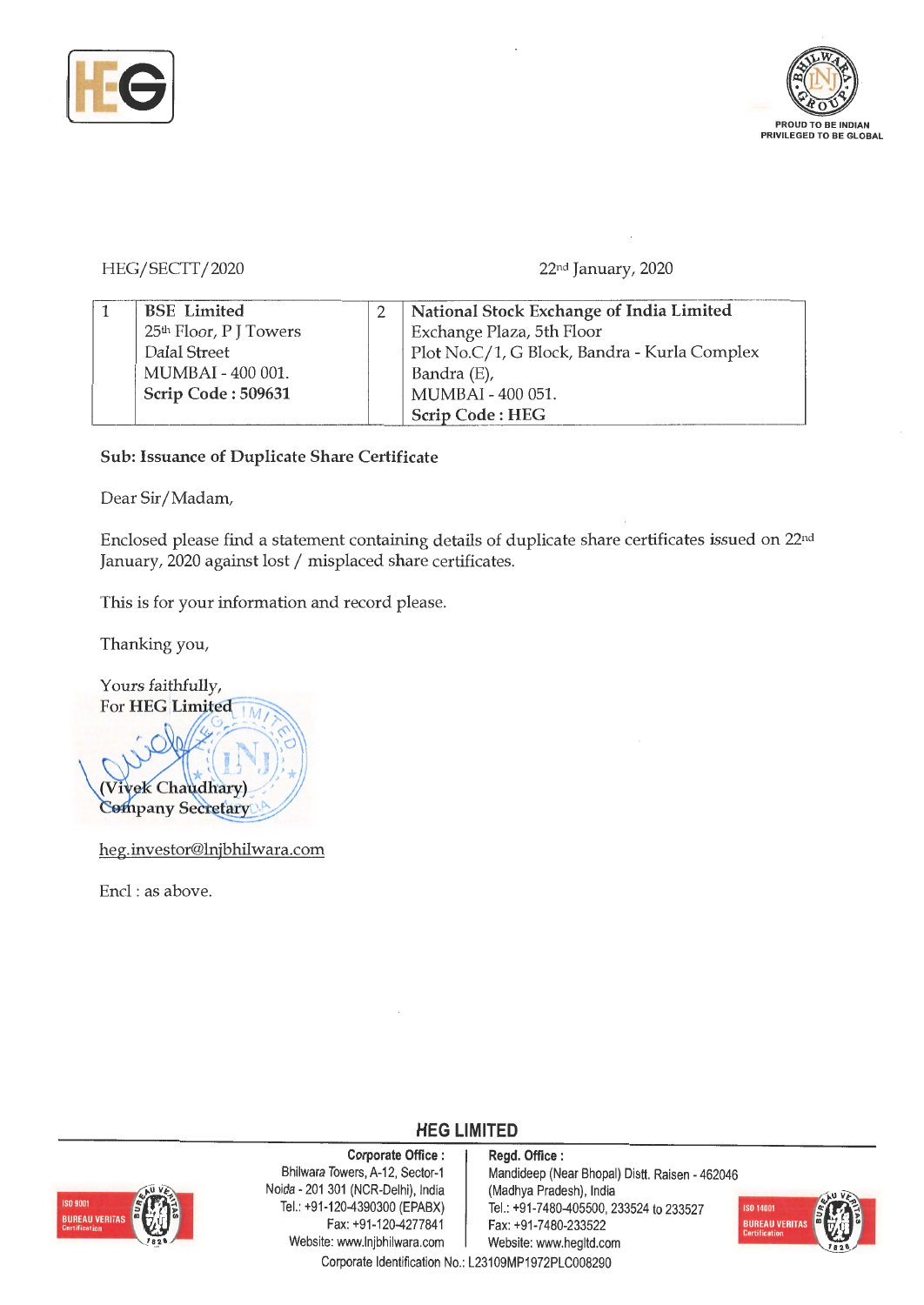HEG/SECTT/2020 22nd January, 2020

| 1 | **BSE Limited**<br>25th Floor, P J Towers<br>Dalal Street<br>MUMBAI - 400 001.<br>**Scrip Code : 509631** | 2 | **National Stock Exchange of India Limited**<br>Exchange Plaza, 5th Floor<br>Plot No.C/1, G Block, Bandra - Kurla Complex<br>Bandra (E),<br>MUMBAI - 400 051.<br>**Scrip Code : HEG** |
|---|---|---|---|

**Sub: Issuance of Duplicate Share Certificate**

Dear Sir/Madam,

Enclosed please find a statement containing details of duplicate share certificates issued on 22nd January, 2020 against lost / misplaced share certificates.

This is for your information and record please.

Thanking you,

Yours faithfully,
For **HEG Limited**

**(Vivek Chaudhary)**
**Company Secretary**

heg.investor@lnjbhilwara.com

Encl : as above.

**HEG LIMITED**

**Corporate Office :**
Bhilwara Towers, A-12, Sector-1
Noida - 201 301 (NCR-Delhi), India
Tel.: +91-120-4390300 (EPABX)
Fax: +91-120-4277841
Website: www.lnjbhilwara.com

**Regd. Office :**
Mandideep (Near Bhopal) Distt. Raisen - 462046
(Madhya Pradesh), India
Tel.: +91-7480-405500, 233524 to 233527
Fax: +91-7480-233522
Website: www.hegltd.com

Corporate Identification No.: L23109MP1972PLC008290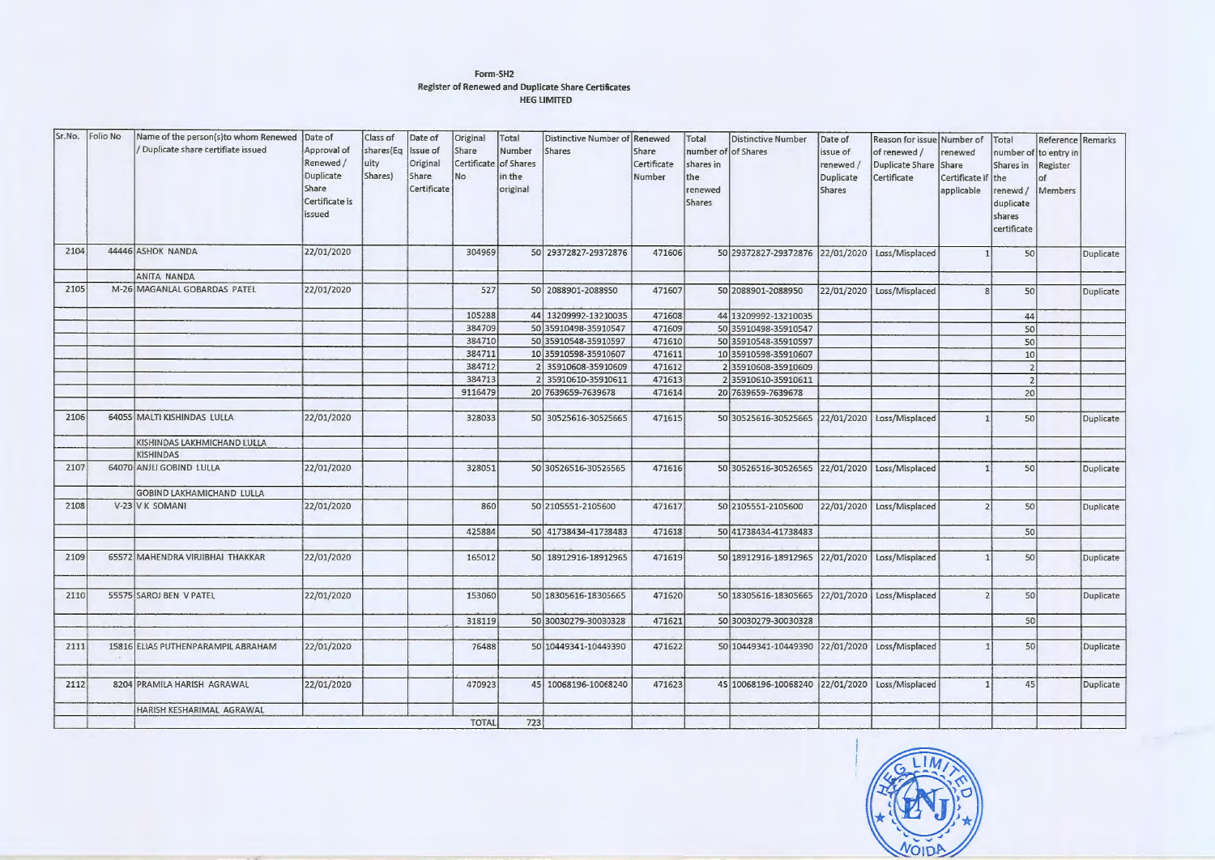Form-SH2
Register of Renewed and Duplicate Share Certificates
HEG LIMITED

| Sr.No. | Folio No | Name of the person(s)to whom Renewed / Duplicate share certificate issued | Date of Approval of Renewed / Duplicate Share Certificate is issued | Class of shares(Equity Shares) | Date of Issue of Original Share Certificate | Original Share Certificate No | Total Number of Shares in the original | Distinctive Number of Shares | Renewed Share Certificate Number | Total number of shares in the renewed Shares | Distinctive Number of Shares | Date of issue of renewed / Duplicate Shares | Reason for issue of renewed / Duplicate Share Certificate | Number of renewed Share Certificate if applicable | Total number of the Shares in renewd / duplicate shares certificate | Reference to entry in Register of Members | Remarks |
|---|---|---|---|---|---|---|---|---|---|---|---|---|---|---|---|---|---|
| 2104 | 44446 | ASHOK NANDA | 22/01/2020 | | | 304969 | 50 | 29372827-29372876 | 471606 | 50 | 29372827-29372876 | 22/01/2020 | Loss/Misplaced | 1 | 50 | | Duplicate |
| | | ANITA NANDA | | | | | | | | | | | | | | | |
| 2105 | M-26 | MAGANLAL GOBARDAS PATEL | 22/01/2020 | | | 527 | 50 | 2088901-2088950 | 471607 | 50 | 2088901-2088950 | 22/01/2020 | Loss/Misplaced | 8 | 50 | | Duplicate |
| | | | | | | 105288 | 44 | 13209992-13210035 | 471608 | 44 | 13209992-13210035 | | | | 44 | | |
| | | | | | | 384709 | 50 | 35910498-35910547 | 471609 | 50 | 35910498-35910547 | | | | 50 | | |
| | | | | | | 384710 | 50 | 35910548-35910597 | 471610 | 50 | 35910548-35910597 | | | | 50 | | |
| | | | | | | 384711 | 10 | 35910598-35910607 | 471611 | 10 | 35910598-35910607 | | | | 10 | | |
| | | | | | | 384712 | 2 | 35910608-35910609 | 471612 | 2 | 35910608-35910609 | | | | 2 | | |
| | | | | | | 384713 | 2 | 35910610-35910611 | 471613 | 2 | 35910610-35910611 | | | | 2 | | |
| | | | | | | 9116479 | 20 | 7639659-7639678 | 471614 | 20 | 7639659-7639678 | | | | 20 | | |
| 2106 | 64055 | MALTI KISHINDAS LULLA | 22/01/2020 | | | 328033 | 50 | 30525616-30525665 | 471615 | 50 | 30525616-30525665 | 22/01/2020 | Loss/Misplaced | 1 | 50 | | Duplicate |
| | | KISHINDAS LAKHMICHAND LULLA | | | | | | | | | | | | | | | |
| | | KISHINDAS | | | | | | | | | | | | | | | |
| 2107 | 64070 | ANJLI GOBIND LULLA | 22/01/2020 | | | 328051 | 50 | 30526516-30526565 | 471616 | 50 | 30526516-30526565 | 22/01/2020 | Loss/Misplaced | 1 | 50 | | Duplicate |
| | | GOBIND LAKHAMICHAND LULLA | | | | | | | | | | | | | | | |
| 2108 | V-23 | V K SOMANI | 22/01/2020 | | | 860 | 50 | 2105551-2105600 | 471617 | 50 | 2105551-2105600 | 22/01/2020 | Loss/Misplaced | 2 | 50 | | Duplicate |
| | | | | | | 425884 | 50 | 41738434-41738483 | 471618 | 50 | 41738434-41738483 | | | | 50 | | |
| 2109 | 65572 | MAHENDRA VIRJIBHAI THAKKAR | 22/01/2020 | | | 165012 | 50 | 18912916-18912965 | 471619 | 50 | 18912916-18912965 | 22/01/2020 | Loss/Misplaced | 1 | 50 | | Duplicate |
| 2110 | 55575 | SAROJ BEN V PATEL | 22/01/2020 | | | 153060 | 50 | 18305616-18305665 | 471620 | 50 | 18305616-18305665 | 22/01/2020 | Loss/Misplaced | 2 | 50 | | Duplicate |
| | | | | | | 318119 | 50 | 30030279-30030328 | 471621 | 50 | 30030279-30030328 | | | | 50 | | |
| 2111 | 15816 | ELIAS PUTHENPARAMPIL ABRAHAM | 22/01/2020 | | | 76488 | 50 | 10449341-10449390 | 471622 | 50 | 10449341-10449390 | 22/01/2020 | Loss/Misplaced | 1 | 50 | | Duplicate |
| 2112 | 8204 | PRAMILA HARISH AGRAWAL | 22/01/2020 | | | 470923 | 45 | 10068196-10068240 | 471623 | 45 | 10068196-10068240 | 22/01/2020 | Loss/Misplaced | 1 | 45 | | Duplicate |
| | | HARISH KESHARIMAL AGRAWAL | | | | | | | | | | | | | | | |
| | | | | | | TOTAL | 723 | | | | | | | | | | |